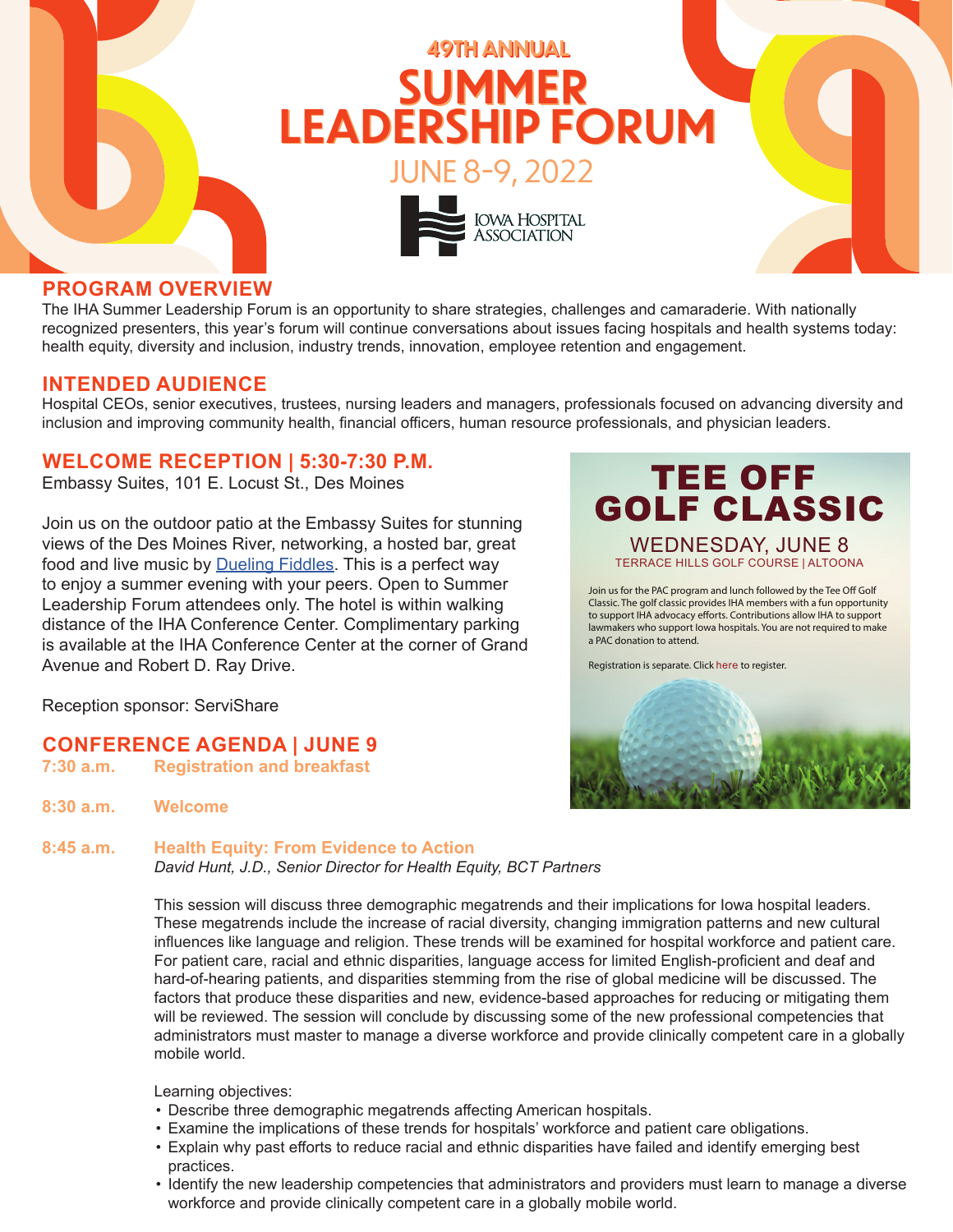# 49TH ANNUAL SUMMER LEADERSHIP FORUM

JUNE 8-9, 2022

IOWA HOSPITAL ASSOCIATION

## PROGRAM OVERVIEW

The IHA Summer Leadership Forum is an opportunity to share strategies, challenges and camaraderie. With nationally recognized presenters, this year's forum will continue conversations about issues facing hospitals and health systems today: health equity, diversity and inclusion, industry trends, innovation, employee retention and engagement.

## INTENDED AUDIENCE

Hospital CEOs, senior executives, trustees, nursing leaders and managers, professionals focused on advancing diversity and inclusion and improving community health, financial officers, human resource professionals, and physician leaders.

## WELCOME RECEPTION | 5:30-7:30 P.M.

Embassy Suites, 101 E. Locust St., Des Moines

Join us on the outdoor patio at the Embassy Suites for stunning views of the Des Moines River, networking, a hosted bar, great food and live music by Dueling Fiddles. This is a perfect way to enjoy a summer evening with your peers. Open to Summer Leadership Forum attendees only. The hotel is within walking distance of the IHA Conference Center. Complimentary parking is available at the IHA Conference Center at the corner of Grand Avenue and Robert D. Ray Drive.

Reception sponsor: ServiShare

## TEE OFF GOLF CLASSIC

WEDNESDAY, JUNE 8

TERRACE HILLS GOLF COURSE | ALTOONA

Join us for the PAC program and lunch followed by the Tee Off Golf Classic. The golf classic provides IHA members with a fun opportunity to support IHA advocacy efforts. Contributions allow IHA to support lawmakers who support Iowa hospitals. You are not required to make a PAC donation to attend.

Registration is separate. Click here to register.

## CONFERENCE AGENDA | JUNE 9

**7:30 a.m.** **Registration and breakfast**

**8:30 a.m.** **Welcome**

**8:45 a.m.** **Health Equity: From Evidence to Action**

*David Hunt, J.D., Senior Director for Health Equity, BCT Partners*

This session will discuss three demographic megatrends and their implications for Iowa hospital leaders. These megatrends include the increase of racial diversity, changing immigration patterns and new cultural influences like language and religion. These trends will be examined for hospital workforce and patient care. For patient care, racial and ethnic disparities, language access for limited English-proficient and deaf and hard-of-hearing patients, and disparities stemming from the rise of global medicine will be discussed. The factors that produce these disparities and new, evidence-based approaches for reducing or mitigating them will be reviewed. The session will conclude by discussing some of the new professional competencies that administrators must master to manage a diverse workforce and provide clinically competent care in a globally mobile world.

Learning objectives:

- Describe three demographic megatrends affecting American hospitals.
- Examine the implications of these trends for hospitals' workforce and patient care obligations.
- Explain why past efforts to reduce racial and ethnic disparities have failed and identify emerging best practices.
- Identify the new leadership competencies that administrators and providers must learn to manage a diverse workforce and provide clinically competent care in a globally mobile world.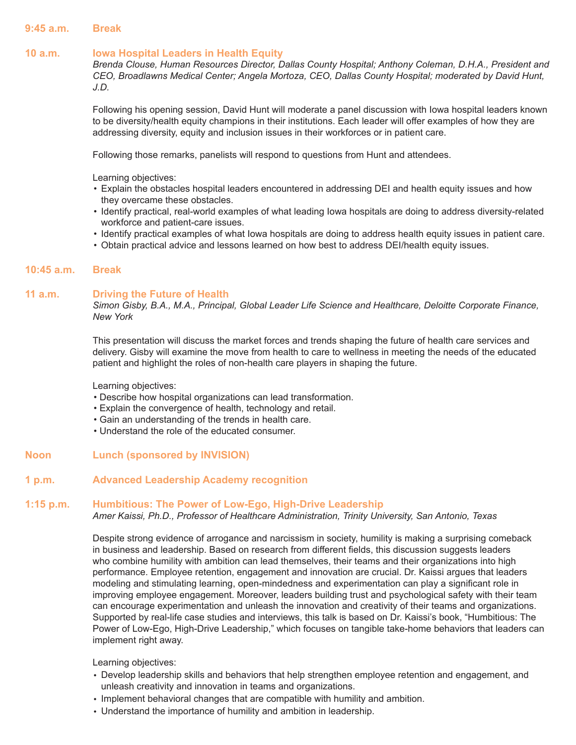**9:45 a.m.** **Break**

**10 a.m.** **Iowa Hospital Leaders in Health Equity**

*Brenda Clouse, Human Resources Director, Dallas County Hospital; Anthony Coleman, D.H.A., President and CEO, Broadlawns Medical Center; Angela Mortoza, CEO, Dallas County Hospital; moderated by David Hunt, J.D.*

Following his opening session, David Hunt will moderate a panel discussion with Iowa hospital leaders known to be diversity/health equity champions in their institutions. Each leader will offer examples of how they are addressing diversity, equity and inclusion issues in their workforces or in patient care.

Following those remarks, panelists will respond to questions from Hunt and attendees.

Learning objectives:

- Explain the obstacles hospital leaders encountered in addressing DEI and health equity issues and how they overcame these obstacles.
- Identify practical, real-world examples of what leading Iowa hospitals are doing to address diversity-related workforce and patient-care issues.
- Identify practical examples of what Iowa hospitals are doing to address health equity issues in patient care.
- Obtain practical advice and lessons learned on how best to address DEI/health equity issues.

**10:45 a.m.** **Break**

**11 a.m.** **Driving the Future of Health**

*Simon Gisby, B.A., M.A., Principal, Global Leader Life Science and Healthcare, Deloitte Corporate Finance, New York*

This presentation will discuss the market forces and trends shaping the future of health care services and delivery. Gisby will examine the move from health to care to wellness in meeting the needs of the educated patient and highlight the roles of non-health care players in shaping the future.

Learning objectives:

- Describe how hospital organizations can lead transformation.
- Explain the convergence of health, technology and retail.
- Gain an understanding of the trends in health care.
- Understand the role of the educated consumer.

**Noon** **Lunch (sponsored by INVISION)**

**1 p.m.** **Advanced Leadership Academy recognition**

**1:15 p.m.** **Humbitious: The Power of Low-Ego, High-Drive Leadership**

*Amer Kaissi, Ph.D., Professor of Healthcare Administration, Trinity University, San Antonio, Texas*

Despite strong evidence of arrogance and narcissism in society, humility is making a surprising comeback in business and leadership. Based on research from different fields, this discussion suggests leaders who combine humility with ambition can lead themselves, their teams and their organizations into high performance. Employee retention, engagement and innovation are crucial. Dr. Kaissi argues that leaders modeling and stimulating learning, open-mindedness and experimentation can play a significant role in improving employee engagement. Moreover, leaders building trust and psychological safety with their team can encourage experimentation and unleash the innovation and creativity of their teams and organizations. Supported by real-life case studies and interviews, this talk is based on Dr. Kaissi's book, "Humbitious: The Power of Low-Ego, High-Drive Leadership," which focuses on tangible take-home behaviors that leaders can implement right away.

Learning objectives:

- Develop leadership skills and behaviors that help strengthen employee retention and engagement, and unleash creativity and innovation in teams and organizations.
- Implement behavioral changes that are compatible with humility and ambition.
- Understand the importance of humility and ambition in leadership.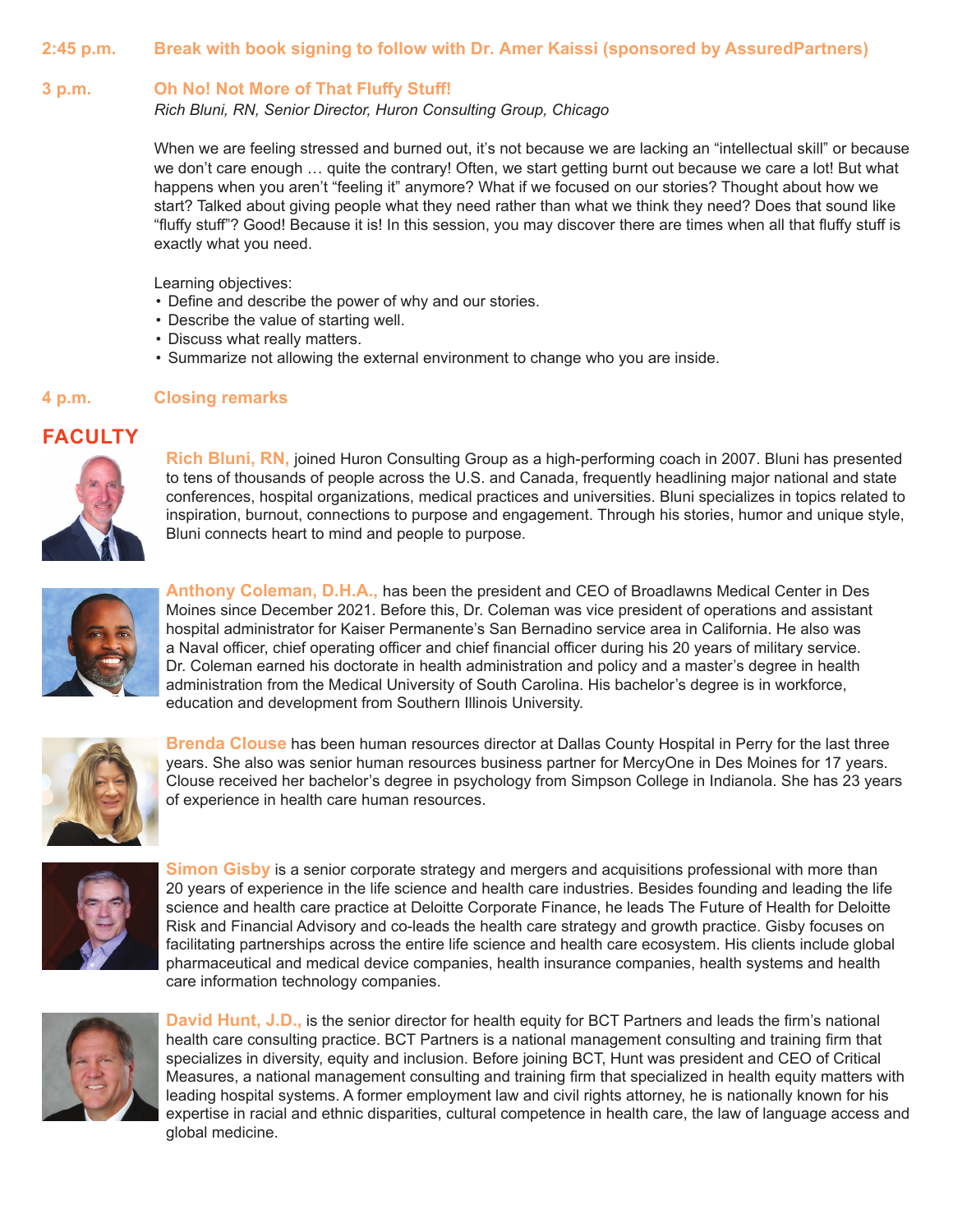**2:45 p.m.** **Break with book signing to follow with Dr. Amer Kaissi (sponsored by AssuredPartners)**

**3 p.m.** **Oh No! Not More of That Fluffy Stuff!**

*Rich Bluni, RN, Senior Director, Huron Consulting Group, Chicago*

When we are feeling stressed and burned out, it's not because we are lacking an "intellectual skill" or because we don't care enough … quite the contrary! Often, we start getting burnt out because we care a lot! But what happens when you aren't "feeling it" anymore? What if we focused on our stories? Thought about how we start? Talked about giving people what they need rather than what we think they need? Does that sound like "fluffy stuff"? Good! Because it is! In this session, you may discover there are times when all that fluffy stuff is exactly what you need.

Learning objectives:

- Define and describe the power of why and our stories.
- Describe the value of starting well.
- Discuss what really matters.
- Summarize not allowing the external environment to change who you are inside.

**4 p.m.** **Closing remarks**

## FACULTY

**Rich Bluni, RN,** joined Huron Consulting Group as a high-performing coach in 2007. Bluni has presented to tens of thousands of people across the U.S. and Canada, frequently headlining major national and state conferences, hospital organizations, medical practices and universities. Bluni specializes in topics related to inspiration, burnout, connections to purpose and engagement. Through his stories, humor and unique style, Bluni connects heart to mind and people to purpose.

**Anthony Coleman, D.H.A.,** has been the president and CEO of Broadlawns Medical Center in Des Moines since December 2021. Before this, Dr. Coleman was vice president of operations and assistant hospital administrator for Kaiser Permanente's San Bernadino service area in California. He also was a Naval officer, chief operating officer and chief financial officer during his 20 years of military service. Dr. Coleman earned his doctorate in health administration and policy and a master's degree in health administration from the Medical University of South Carolina. His bachelor's degree is in workforce, education and development from Southern Illinois University.

**Brenda Clouse** has been human resources director at Dallas County Hospital in Perry for the last three years. She also was senior human resources business partner for MercyOne in Des Moines for 17 years. Clouse received her bachelor's degree in psychology from Simpson College in Indianola. She has 23 years of experience in health care human resources.

**Simon Gisby** is a senior corporate strategy and mergers and acquisitions professional with more than 20 years of experience in the life science and health care industries. Besides founding and leading the life science and health care practice at Deloitte Corporate Finance, he leads The Future of Health for Deloitte Risk and Financial Advisory and co-leads the health care strategy and growth practice. Gisby focuses on facilitating partnerships across the entire life science and health care ecosystem. His clients include global pharmaceutical and medical device companies, health insurance companies, health systems and health care information technology companies.

**David Hunt, J.D.,** is the senior director for health equity for BCT Partners and leads the firm's national health care consulting practice. BCT Partners is a national management consulting and training firm that specializes in diversity, equity and inclusion. Before joining BCT, Hunt was president and CEO of Critical Measures, a national management consulting and training firm that specialized in health equity matters with leading hospital systems. A former employment law and civil rights attorney, he is nationally known for his expertise in racial and ethnic disparities, cultural competence in health care, the law of language access and global medicine.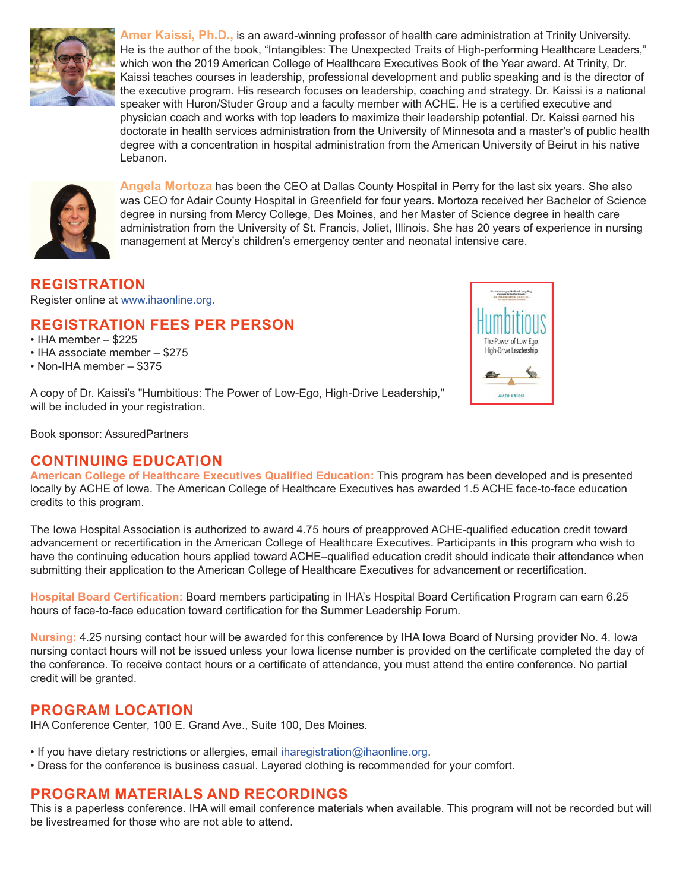**Amer Kaissi, Ph.D.,** is an award-winning professor of health care administration at Trinity University. He is the author of the book, "Intangibles: The Unexpected Traits of High-performing Healthcare Leaders," which won the 2019 American College of Healthcare Executives Book of the Year award. At Trinity, Dr. Kaissi teaches courses in leadership, professional development and public speaking and is the director of the executive program. His research focuses on leadership, coaching and strategy. Dr. Kaissi is a national speaker with Huron/Studer Group and a faculty member with ACHE. He is a certified executive and physician coach and works with top leaders to maximize their leadership potential. Dr. Kaissi earned his doctorate in health services administration from the University of Minnesota and a master's of public health degree with a concentration in hospital administration from the American University of Beirut in his native Lebanon.

**Angela Mortoza** has been the CEO at Dallas County Hospital in Perry for the last six years. She also was CEO for Adair County Hospital in Greenfield for four years. Mortoza received her Bachelor of Science degree in nursing from Mercy College, Des Moines, and her Master of Science degree in health care administration from the University of St. Francis, Joliet, Illinois. She has 20 years of experience in nursing management at Mercy's children's emergency center and neonatal intensive care.

## REGISTRATION

Register online at www.ihaonline.org.

## REGISTRATION FEES PER PERSON

- IHA member – $225
- IHA associate membership – $275
- Non-IHA member – $375

A copy of Dr. Kaissi's "Humbitious: The Power of Low-Ego, High-Drive Leadership," will be included in your registration.

Book sponsor: AssuredPartners

## CONTINUING EDUCATION

**American College of Healthcare Executives Qualified Education:** This program has been developed and is presented locally by ACHE of Iowa. The American College of Healthcare Executives has awarded 1.5 ACHE face-to-face education credits to this program.

The Iowa Hospital Association is authorized to award 4.75 hours of preapproved ACHE-qualified education credit toward advancement or recertification in the American College of Healthcare Executives. Participants in this program who wish to have the continuing education hours applied toward ACHE–qualified education credit should indicate their attendance when submitting their application to the American College of Healthcare Executives for advancement or recertification.

**Hospital Board Certification:** Board members participating in IHA's Hospital Board Certification Program can earn 6.25 hours of face-to-face education toward certification for the Summer Leadership Forum.

**Nursing:** 4.25 nursing contact hour will be awarded for this conference by IHA Iowa Board of Nursing provider No. 4. Iowa nursing contact hours will not be issued unless your Iowa license number is provided on the certificate completed the day of the conference. To receive contact hours or a certificate of attendance, you must attend the entire conference. No partial credit will be granted.

## PROGRAM LOCATION

IHA Conference Center, 100 E. Grand Ave., Suite 100, Des Moines.

- If you have dietary restrictions or allergies, email iharegistration@ihaonline.org.
- Dress for the conference is business casual. Layered clothing is recommended for your comfort.

## PROGRAM MATERIALS AND RECORDINGS

This is a paperless conference. IHA will email conference materials when available. This program will not be recorded but will be livestreamed for those who are not able to attend.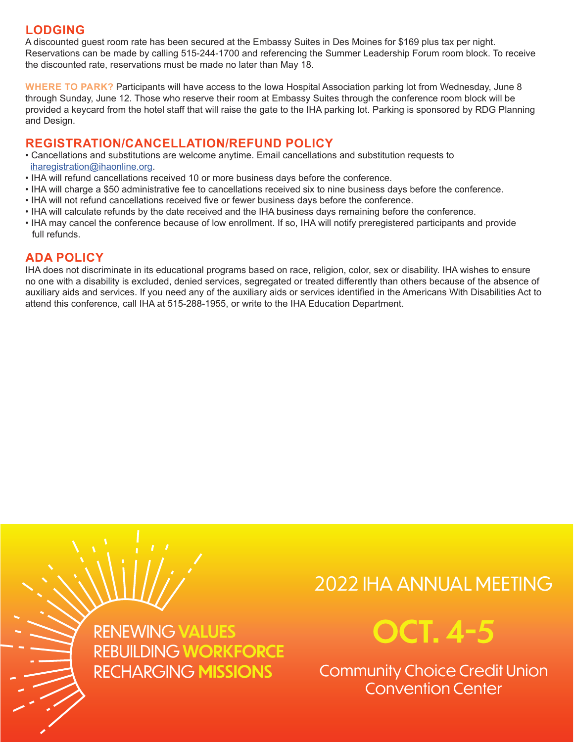## LODGING

A discounted guest room rate has been secured at the Embassy Suites in Des Moines for $169 plus tax per night. Reservations can be made by calling 515-244-1700 and referencing the Summer Leadership Forum room block. To receive the discounted rate, reservations must be made no later than May 18.

**WHERE TO PARK?** Participants will have access to the Iowa Hospital Association parking lot from Wednesday, June 8 through Sunday, June 12. Those who reserve their room at Embassy Suites through the conference room block will be provided a keycard from the hotel staff that will raise the gate to the IHA parking lot. Parking is sponsored by RDG Planning and Design.

## REGISTRATION/CANCELLATION/REFUND POLICY

- Cancellations and substitutions are welcome anytime. Email cancellations and substitution requests to iharegistration@ihaonline.org.
- IHA will refund cancellations received 10 or more business days before the conference.
- IHA will charge a $50 administrative fee to cancellations received six to nine business days before the conference.
- IHA will not refund cancellations received five or fewer business days before the conference.
- IHA will calculate refunds by the date received and the IHA business days remaining before the conference.
- IHA may cancel the conference because of low enrollment. If so, IHA will notify preregistered participants and provide full refunds.

## ADA POLICY

IHA does not discriminate in its educational programs based on race, religion, color, sex or disability. IHA wishes to ensure no one with a disability is excluded, denied services, segregated or treated differently than others because of the absence of auxiliary aids and services. If you need any of the auxiliary aids or services identified in the Americans With Disabilities Act to attend this conference, call IHA at 515-288-1955, or write to the IHA Education Department.

RENEWING **VALUES**
REBUILDING **WORKFORCE**
RECHARGING **MISSIONS**

2022 IHA ANNUAL MEETING

**OCT. 4-5**

Community Choice Credit Union Convention Center